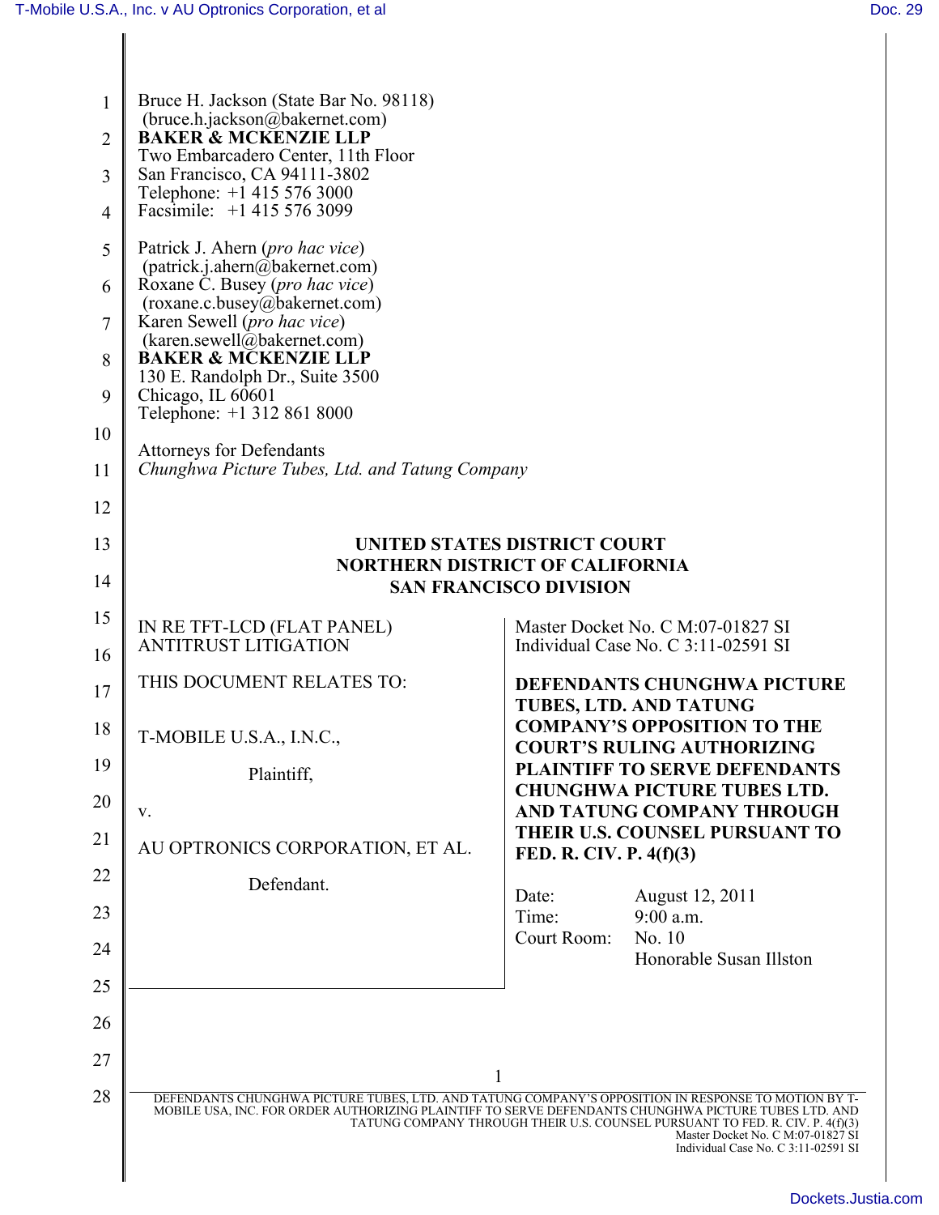Bruce H. Jackson (State Bar No. 98118)
(bruce.h.jackson@bakernet.com)
**BAKER & MCKENZIE LLP**
Two Embarcadero Center, 11th Floor
San Francisco, CA 94111-3802
Telephone: +1 415 576 3000
Facsimile: +1 415 576 3099

Patrick J. Ahern (*pro hac vice*)
(patrick.j.ahern@bakernet.com)
Roxane C. Busey (*pro hac vice*)
(roxane.c.busey@bakernet.com)
Karen Sewell (*pro hac vice*)
(karen.sewell@bakernet.com)
**BAKER & MCKENZIE LLP**
130 E. Randolph Dr., Suite 3500
Chicago, IL 60601
Telephone: +1 312 861 8000

Attorneys for Defendants
*Chunghwa Picture Tubes, Ltd. and Tatung Company*

**UNITED STATES DISTRICT COURT**
**NORTHERN DISTRICT OF CALIFORNIA**
**SAN FRANCISCO DIVISION**

IN RE TFT-LCD (FLAT PANEL) ANTITRUST LITIGATION

THIS DOCUMENT RELATES TO:

T-MOBILE U.S.A., I.N.C.,

Plaintiff,

v.

AU OPTRONICS CORPORATION, ET AL.

Defendant.

Master Docket No. C M:07-01827 SI
Individual Case No. C 3:11-02591 SI

**DEFENDANTS CHUNGHWA PICTURE TUBES, LTD. AND TATUNG COMPANY'S OPPOSITION TO THE COURT'S RULING AUTHORIZING PLAINTIFF TO SERVE DEFENDANTS CHUNGHWA PICTURE TUBES LTD. AND TATUNG COMPANY THROUGH THEIR U.S. COUNSEL PURSUANT TO FED. R. CIV. P. 4(f)(3)**

Date: August 12, 2011
Time: 9:00 a.m.
Court Room: No. 10
Honorable Susan Illston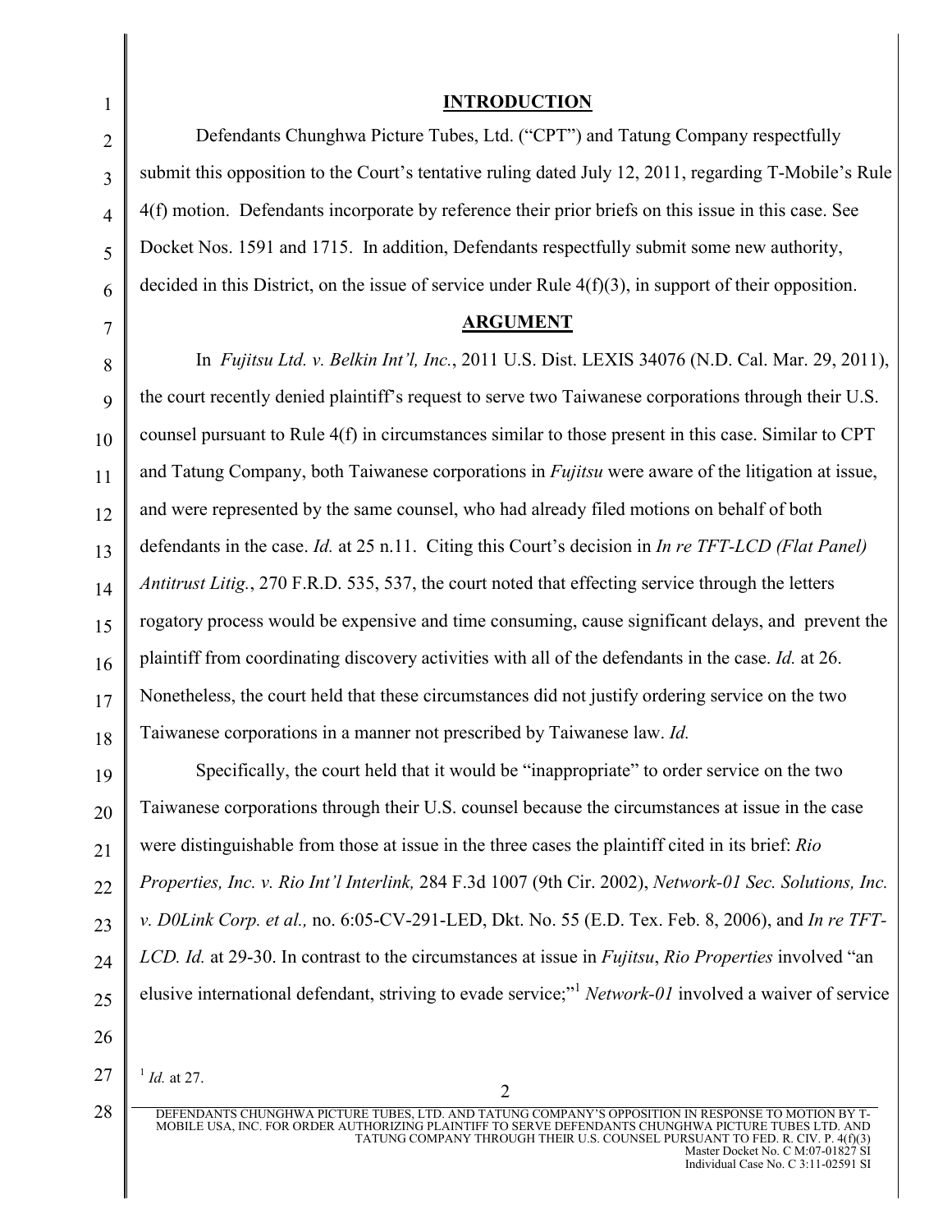## INTRODUCTION

Defendants Chunghwa Picture Tubes, Ltd. ("CPT") and Tatung Company respectfully submit this opposition to the Court's tentative ruling dated July 12, 2011, regarding T-Mobile's Rule 4(f) motion. Defendants incorporate by reference their prior briefs on this issue in this case. See Docket Nos. 1591 and 1715. In addition, Defendants respectfully submit some new authority, decided in this District, on the issue of service under Rule 4(f)(3), in support of their opposition.

## ARGUMENT

In *Fujitsu Ltd. v. Belkin Int'l, Inc.*, 2011 U.S. Dist. LEXIS 34076 (N.D. Cal. Mar. 29, 2011), the court recently denied plaintiff's request to serve two Taiwanese corporations through their U.S. counsel pursuant to Rule 4(f) in circumstances similar to those present in this case. Similar to CPT and Tatung Company, both Taiwanese corporations in *Fujitsu* were aware of the litigation at issue, and were represented by the same counsel, who had already filed motions on behalf of both defendants in the case. *Id.* at 25 n.11. Citing this Court's decision in *In re TFT-LCD (Flat Panel) Antitrust Litig.*, 270 F.R.D. 535, 537, the court noted that effecting service through the letters rogatory process would be expensive and time consuming, cause significant delays, and prevent the plaintiff from coordinating discovery activities with all of the defendants in the case. *Id.* at 26. Nonetheless, the court held that these circumstances did not justify ordering service on the two Taiwanese corporations in a manner not prescribed by Taiwanese law. *Id.*

Specifically, the court held that it would be "inappropriate" to order service on the two Taiwanese corporations through their U.S. counsel because the circumstances at issue in the case were distinguishable from those at issue in the three cases the plaintiff cited in its brief: *Rio Properties, Inc. v. Rio Int'l Interlink,* 284 F.3d 1007 (9th Cir. 2002), *Network-01 Sec. Solutions, Inc. v. D0Link Corp. et al.,* no. 6:05-CV-291-LED, Dkt. No. 55 (E.D. Tex. Feb. 8, 2006), and *In re TFT-LCD. Id.* at 29-30. In contrast to the circumstances at issue in *Fujitsu*, *Rio Properties* involved "an elusive international defendant, striving to evade service;"[1] *Network-01* involved a waiver of service

[1] *Id.* at 27.

DEFENDANTS CHUNGHWA PICTURE TUBES, LTD. AND TATUNG COMPANY'S OPPOSITION IN RESPONSE TO MOTION BY T-MOBILE USA, INC. FOR ORDER AUTHORIZING PLAINTIFF TO SERVE DEFENDANTS CHUNGHWA PICTURE TUBES LTD. AND TATUNG COMPANY THROUGH THEIR U.S. COUNSEL PURSUANT TO FED. R. CIV. P. 4(f)(3)
Master Docket No. C M:07-01827 SI
Individual Case No. C 3:11-02591 SI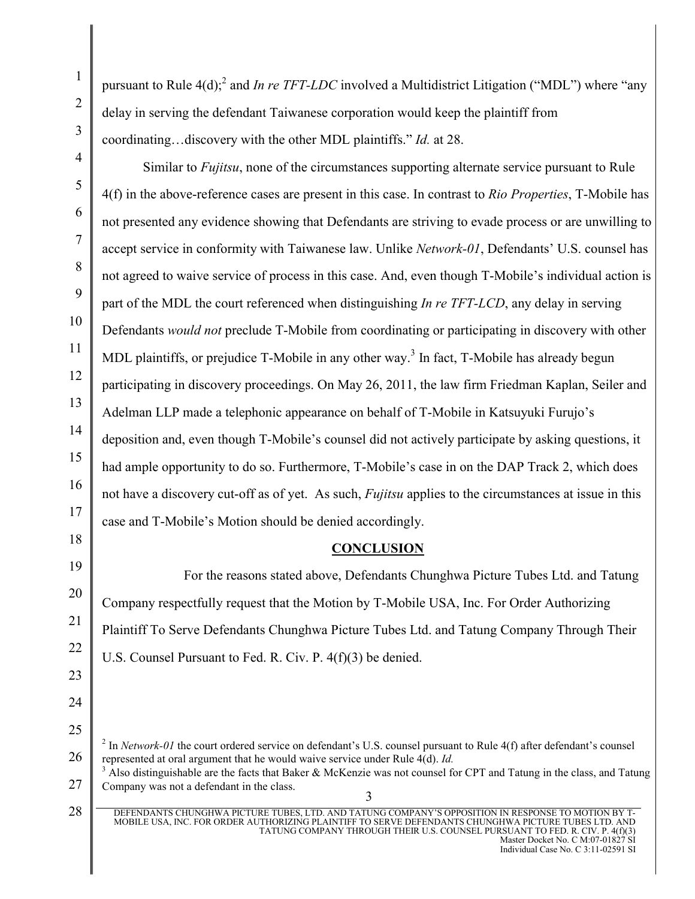pursuant to Rule 4(d);[2] and *In re TFT-LDC* involved a Multidistrict Litigation ("MDL") where "any delay in serving the defendant Taiwanese corporation would keep the plaintiff from coordinating…discovery with the other MDL plaintiffs." *Id.* at 28.

Similar to *Fujitsu*, none of the circumstances supporting alternate service pursuant to Rule 4(f) in the above-reference cases are present in this case. In contrast to *Rio Properties*, T-Mobile has not presented any evidence showing that Defendants are striving to evade process or are unwilling to accept service in conformity with Taiwanese law. Unlike *Network-01*, Defendants' U.S. counsel has not agreed to waive service of process in this case. And, even though T-Mobile's individual action is part of the MDL the court referenced when distinguishing *In re TFT-LCD*, any delay in serving Defendants *would not* preclude T-Mobile from coordinating or participating in discovery with other MDL plaintiffs, or prejudice T-Mobile in any other way.[3] In fact, T-Mobile has already begun participating in discovery proceedings. On May 26, 2011, the law firm Friedman Kaplan, Seiler and Adelman LLP made a telephonic appearance on behalf of T-Mobile in Katsuyuki Furujo's deposition and, even though T-Mobile's counsel did not actively participate by asking questions, it had ample opportunity to do so. Furthermore, T-Mobile's case in on the DAP Track 2, which does not have a discovery cut-off as of yet. As such, *Fujitsu* applies to the circumstances at issue in this case and T-Mobile's Motion should be denied accordingly.

## CONCLUSION

For the reasons stated above, Defendants Chunghwa Picture Tubes Ltd. and Tatung Company respectfully request that the Motion by T-Mobile USA, Inc. For Order Authorizing Plaintiff To Serve Defendants Chunghwa Picture Tubes Ltd. and Tatung Company Through Their U.S. Counsel Pursuant to Fed. R. Civ. P. 4(f)(3) be denied.

---

[2] In *Network-01* the court ordered service on defendant's U.S. counsel pursuant to Rule 4(f) after defendant's counsel represented at oral argument that he would waive service under Rule 4(d). *Id.*

[3] Also distinguishable are the facts that Baker & McKenzie was not counsel for CPT and Tatung in the class, and Tatung Company was not a defendant in the class.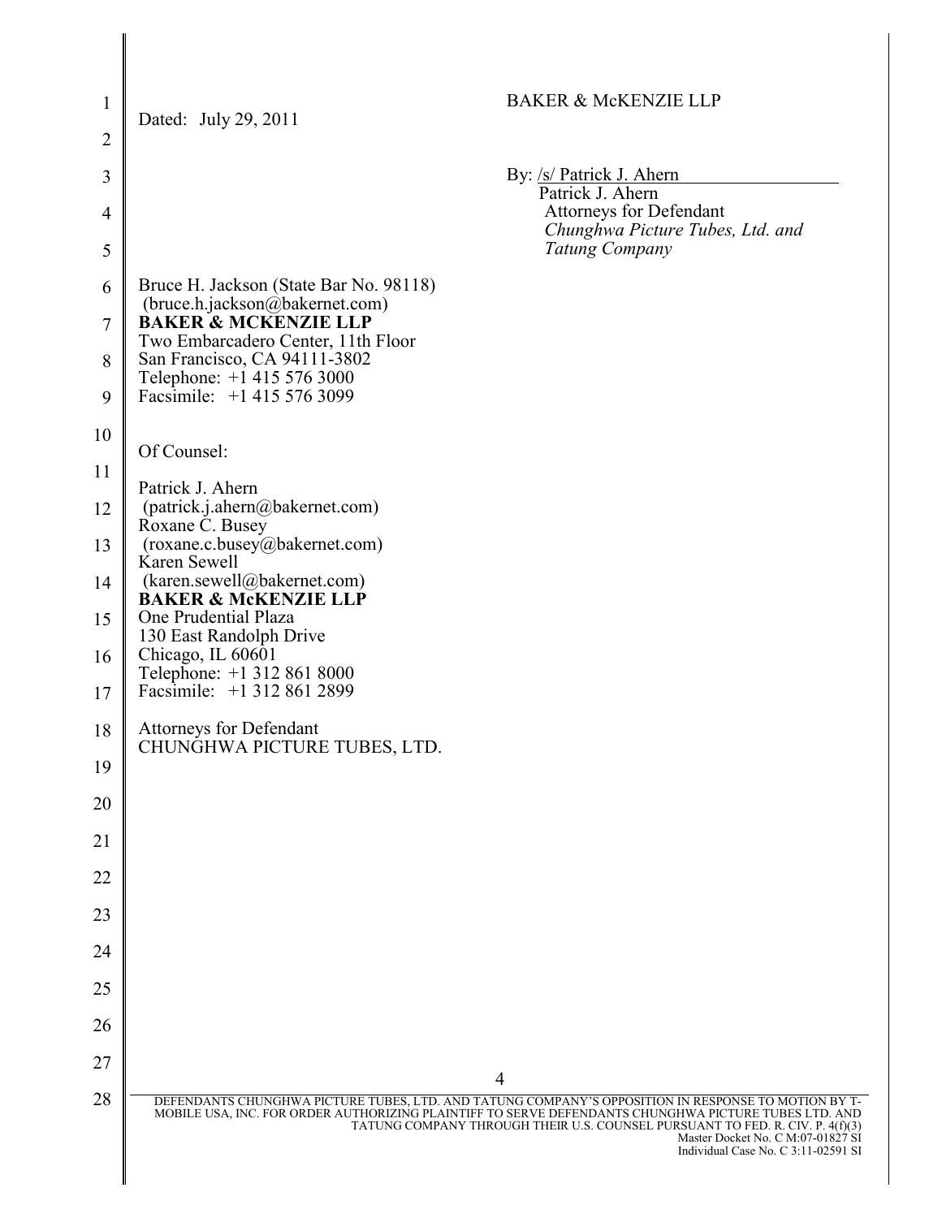Dated: July 29, 2011

BAKER & McKENZIE LLP

By: /s/ Patrick J. Ahern
Patrick J. Ahern
Attorneys for Defendant
*Chunghwa Picture Tubes, Ltd. and Tatung Company*

Bruce H. Jackson (State Bar No. 98118)
(bruce.h.jackson@bakernet.com)
**BAKER & MCKENZIE LLP**
Two Embarcadero Center, 11th Floor
San Francisco, CA 94111-3802
Telephone: +1 415 576 3000
Facsimile: +1 415 576 3099

Of Counsel:

Patrick J. Ahern
(patrick.j.ahern@bakernet.com)
Roxane C. Busey
(roxane.c.busey@bakernet.com)
Karen Sewell
(karen.sewell@bakernet.com)
**BAKER & McKENZIE LLP**
One Prudential Plaza
130 East Randolph Drive
Chicago, IL 60601
Telephone: +1 312 861 8000
Facsimile: +1 312 861 2899

Attorneys for Defendant
CHUNGHWA PICTURE TUBES, LTD.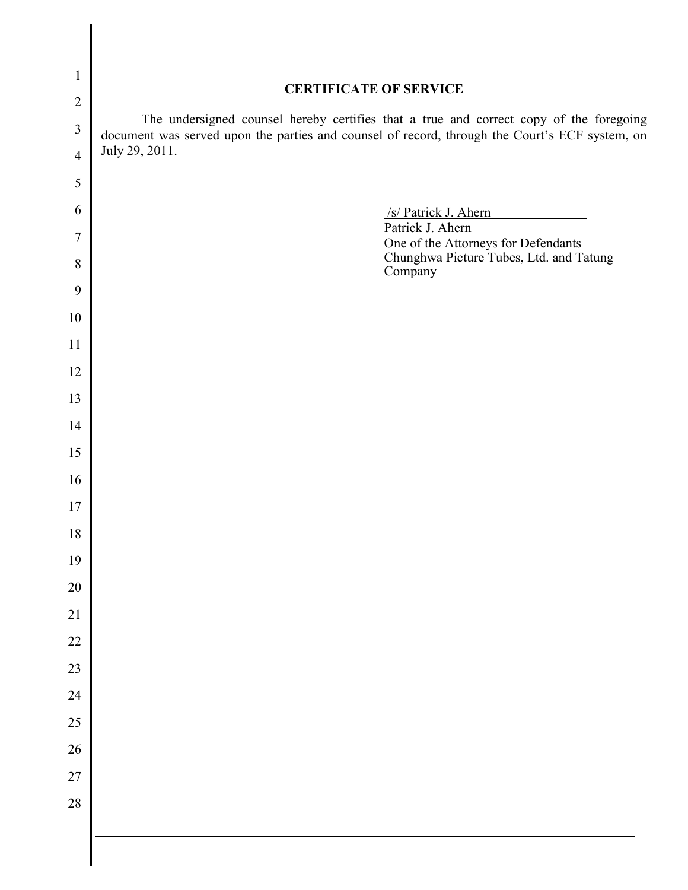**CERTIFICATE OF SERVICE**

The undersigned counsel hereby certifies that a true and correct copy of the foregoing document was served upon the parties and counsel of record, through the Court's ECF system, on July 29, 2011.

/s/ Patrick J. Ahern
Patrick J. Ahern
One of the Attorneys for Defendants
Chunghwa Picture Tubes, Ltd. and Tatung Company